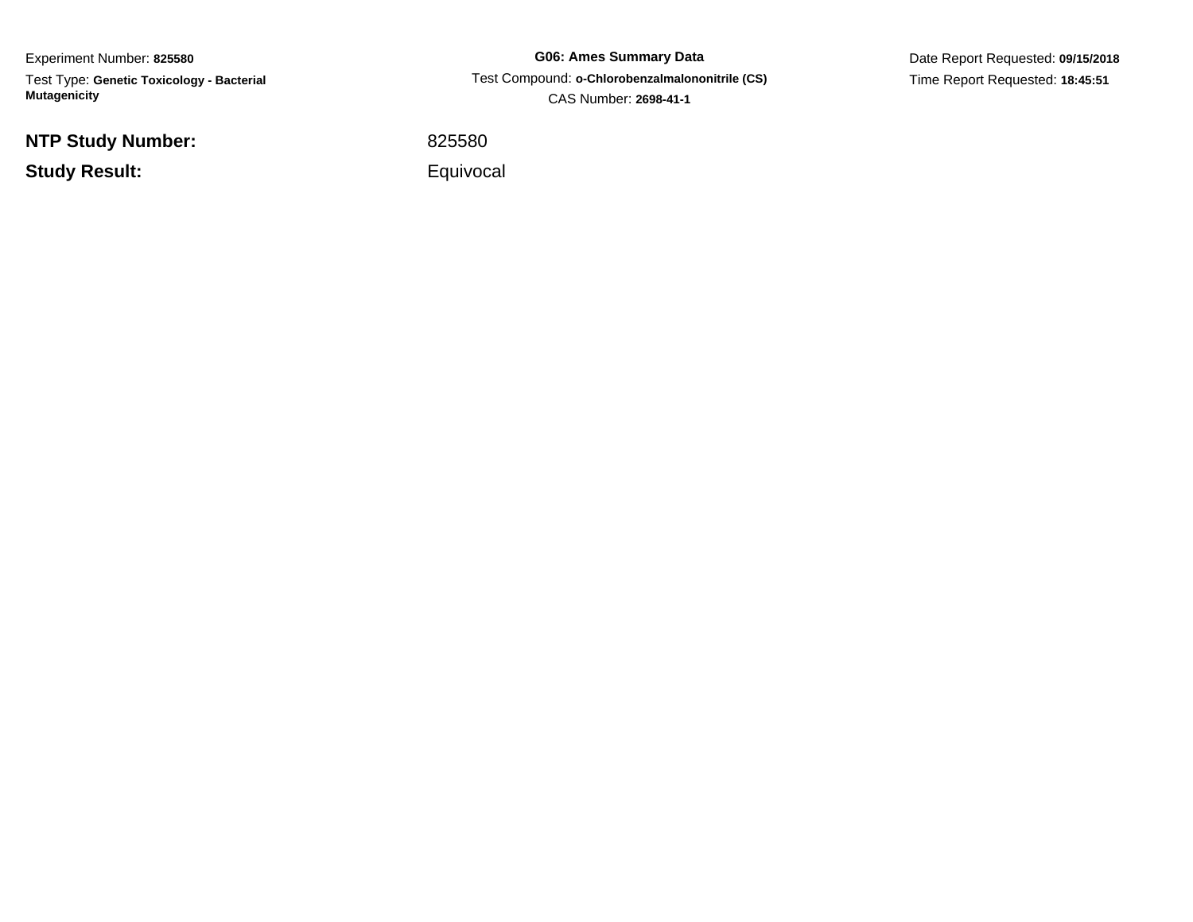Experiment Number: **825580**

Test Type: **Genetic Toxicology - Bacterial Mutagenicity**

**G06: Ames Summary Data**

Test Compound: **o-Chlorobenzalmalononitrile (CS)**

CAS Number: **2698-41-1**

Date Report Requested: **09/15/2018**

Time Report Requested: **18:45:51**

**NTP Study Number:** 825580

**Study Result:** Equivocal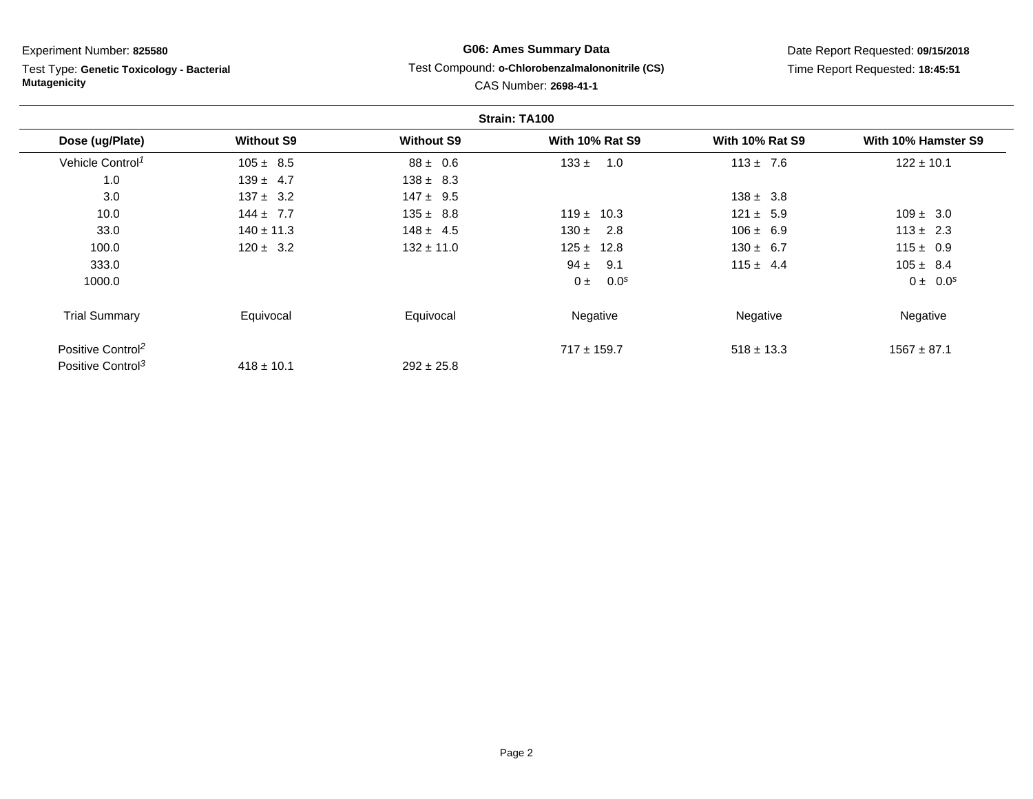Experiment Number: **825580**

Test Type: **Genetic Toxicology - Bacterial Mutagenicity**

**G06: Ames Summary Data**

Test Compound: **o-Chlorobenzalmalononitrile (CS)**

CAS Number: **2698-41-1**

Date Report Requested: **09/15/2018**

Time Report Requested: **18:45:51**

**Strain: TA100**

| Dose (ug/Plate) | Without S9 | Without S9 | With 10% Rat S9 | With 10% Rat S9 | With 10% Hamster S9 |
|---|---|---|---|---|---|
| Vehicle Control[1] | 105 ± 8.5 | 88 ± 0.6 | 133 ± 1.0 | 113 ± 7.6 | 122 ± 10.1 |
| 1.0 | 139 ± 4.7 | 138 ± 8.3 | | | |
| 3.0 | 137 ± 3.2 | 147 ± 9.5 | | 138 ± 3.8 | |
| 10.0 | 144 ± 7.7 | 135 ± 8.8 | 119 ± 10.3 | 121 ± 5.9 | 109 ± 3.0 |
| 33.0 | 140 ± 11.3 | 148 ± 4.5 | 130 ± 2.8 | 106 ± 6.9 | 113 ± 2.3 |
| 100.0 | 120 ± 3.2 | 132 ± 11.0 | 125 ± 12.8 | 130 ± 6.7 | 115 ± 0.9 |
| 333.0 | | | 94 ± 9.1 | 115 ± 4.4 | 105 ± 8.4 |
| 1000.0 | | | 0 ± 0.0[s] | | 0 ± 0.0[s] |
| Trial Summary | Equivocal | Equivocal | Negative | Negative | Negative |
| Positive Control[2] | | | 717 ± 159.7 | 518 ± 13.3 | 1567 ± 87.1 |
| Positive Control[3] | 418 ± 10.1 | 292 ± 25.8 | | | |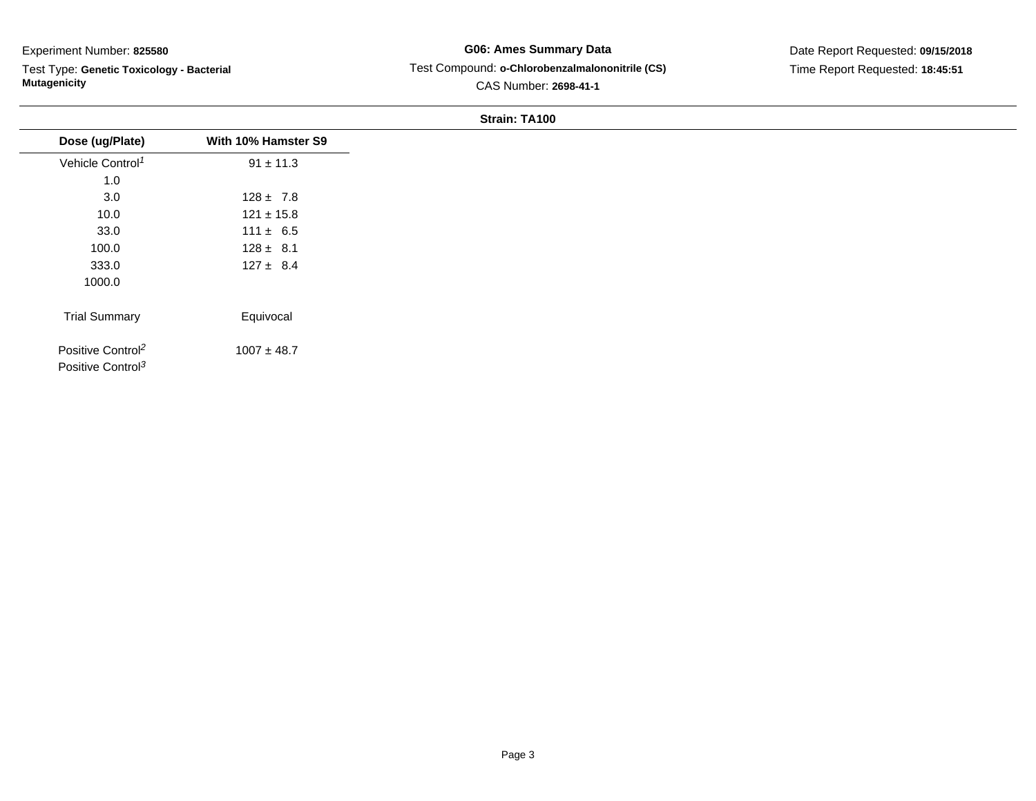Experiment Number: **825580**

Test Type: **Genetic Toxicology - Bacterial Mutagenicity**

**G06: Ames Summary Data**

Test Compound: **o-Chlorobenzalmalononitrile (CS)**

CAS Number: **2698-41-1**

Date Report Requested: **09/15/2018**

Time Report Requested: **18:45:51**

**Strain: TA100**

| Dose (ug/Plate) | With 10% Hamster S9 |
| --- | --- |
| Vehicle Control[1] | 91 ± 11.3 |
| 1.0 | |
| 3.0 | 128 ± 7.8 |
| 10.0 | 121 ± 15.8 |
| 33.0 | 111 ± 6.5 |
| 100.0 | 128 ± 8.1 |
| 333.0 | 127 ± 8.4 |
| 1000.0 | |
| Trial Summary | Equivocal |
| Positive Control[2] | 1007 ± 48.7 |
| Positive Control[3] | |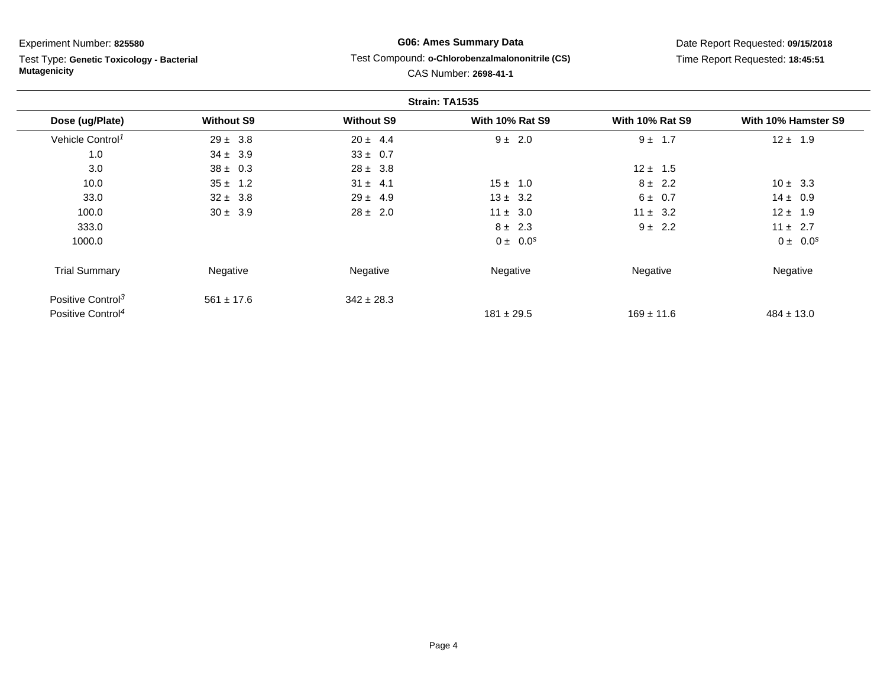Experiment Number: **825580**

Test Type: **Genetic Toxicology - Bacterial Mutagenicity**

**G06: Ames Summary Data**

Test Compound: **o-Chlorobenzalmalononitrile (CS)**

CAS Number: **2698-41-1**

Date Report Requested: **09/15/2018**

Time Report Requested: **18:45:51**

**Strain: TA1535**

| Dose (ug/Plate) | Without S9 | Without S9 | With 10% Rat S9 | With 10% Rat S9 | With 10% Hamster S9 |
|---|---|---|---|---|---|
| Vehicle Control[1] | 29 ± 3.8 | 20 ± 4.4 | 9 ± 2.0 | 9 ± 1.7 | 12 ± 1.9 |
| 1.0 | 34 ± 3.9 | 33 ± 0.7 | | | |
| 3.0 | 38 ± 0.3 | 28 ± 3.8 | | 12 ± 1.5 | |
| 10.0 | 35 ± 1.2 | 31 ± 4.1 | 15 ± 1.0 | 8 ± 2.2 | 10 ± 3.3 |
| 33.0 | 32 ± 3.8 | 29 ± 4.9 | 13 ± 3.2 | 6 ± 0.7 | 14 ± 0.9 |
| 100.0 | 30 ± 3.9 | 28 ± 2.0 | 11 ± 3.0 | 11 ± 3.2 | 12 ± 1.9 |
| 333.0 | | | 8 ± 2.3 | 9 ± 2.2 | 11 ± 2.7 |
| 1000.0 | | | 0 ± 0.0[s] | | 0 ± 0.0[s] |
| Trial Summary | Negative | Negative | Negative | Negative | Negative |
| Positive Control[3] | 561 ± 17.6 | 342 ± 28.3 | | | |
| Positive Control[4] | | | 181 ± 29.5 | 169 ± 11.6 | 484 ± 13.0 |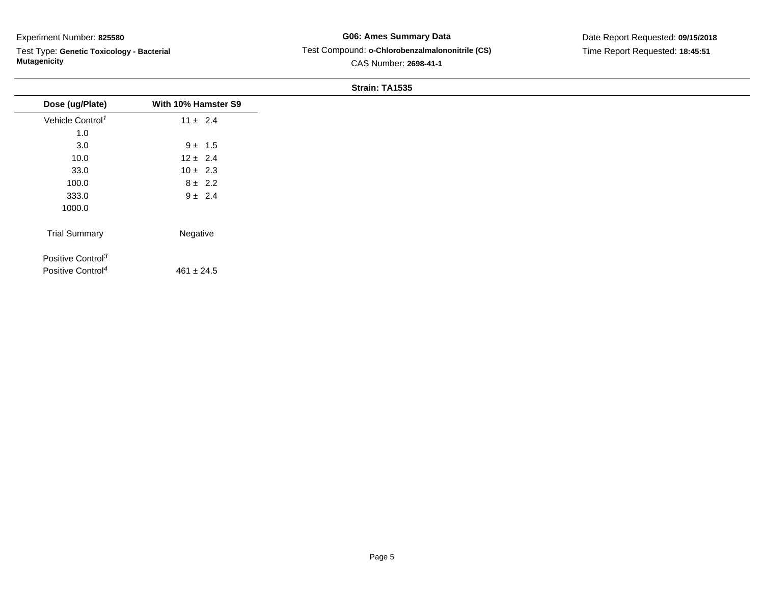Experiment Number: **825580**

Test Type: **Genetic Toxicology - Bacterial Mutagenicity**

**G06: Ames Summary Data**

Test Compound: **o-Chlorobenzalmalononitrile (CS)**

CAS Number: **2698-41-1**

Date Report Requested: **09/15/2018**

Time Report Requested: **18:45:51**

**Strain: TA1535**

| Dose (ug/Plate) | With 10% Hamster S9 |
|---|---|
| Vehicle Control[1] | 11 ± 2.4 |
| 1.0 | |
| 3.0 | 9 ± 1.5 |
| 10.0 | 12 ± 2.4 |
| 33.0 | 10 ± 2.3 |
| 100.0 | 8 ± 2.2 |
| 333.0 | 9 ± 2.4 |
| 1000.0 | |
| Trial Summary | Negative |
| Positive Control[3] | |
| Positive Control[4] | 461 ± 24.5 |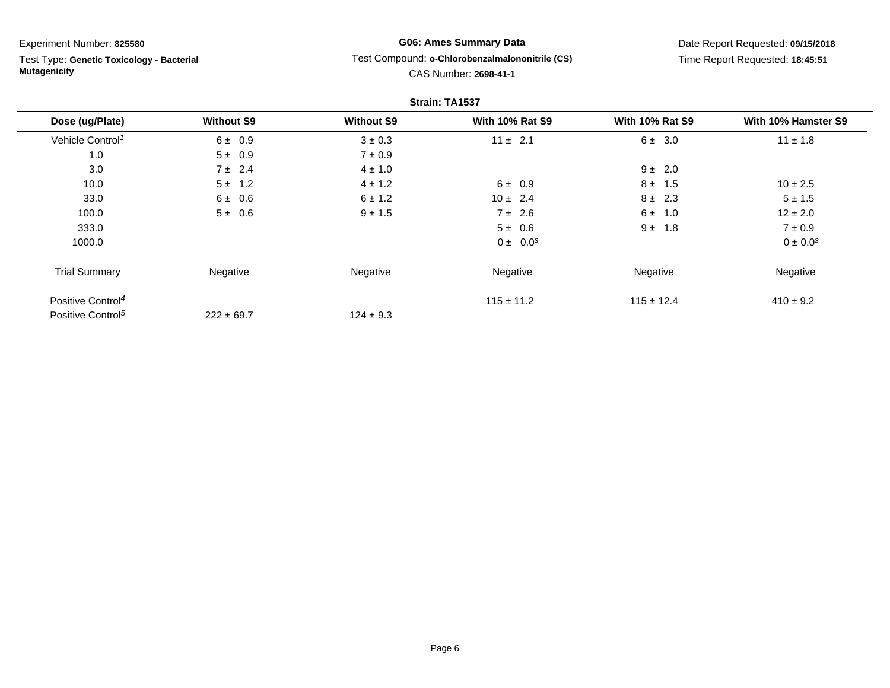Experiment Number: **825580**

Test Type: **Genetic Toxicology - Bacterial Mutagenicity**

**G06: Ames Summary Data**

Test Compound: **o-Chlorobenzalmalononitrile (CS)**

CAS Number: **2698-41-1**

Date Report Requested: **09/15/2018**

Time Report Requested: **18:45:51**

**Strain: TA1537**

| Dose (ug/Plate) | Without S9 | Without S9 | With 10% Rat S9 | With 10% Rat S9 | With 10% Hamster S9 |
|---|---|---|---|---|---|
| Vehicle Control[1] | 6 ± 0.9 | 3 ± 0.3 | 11 ± 2.1 | 6 ± 3.0 | 11 ± 1.8 |
| 1.0 | 5 ± 0.9 | 7 ± 0.9 | | | |
| 3.0 | 7 ± 2.4 | 4 ± 1.0 | | 9 ± 2.0 | |
| 10.0 | 5 ± 1.2 | 4 ± 1.2 | 6 ± 0.9 | 8 ± 1.5 | 10 ± 2.5 |
| 33.0 | 6 ± 0.6 | 6 ± 1.2 | 10 ± 2.4 | 8 ± 2.3 | 5 ± 1.5 |
| 100.0 | 5 ± 0.6 | 9 ± 1.5 | 7 ± 2.6 | 6 ± 1.0 | 12 ± 2.0 |
| 333.0 | | | 5 ± 0.6 | 9 ± 1.8 | 7 ± 0.9 |
| 1000.0 | | | 0 ± 0.0[s] | | 0 ± 0.0[s] |
| Trial Summary | Negative | Negative | Negative | Negative | Negative |
| Positive Control[4] | | | 115 ± 11.2 | 115 ± 12.4 | 410 ± 9.2 |
| Positive Control[5] | 222 ± 69.7 | 124 ± 9.3 | | | |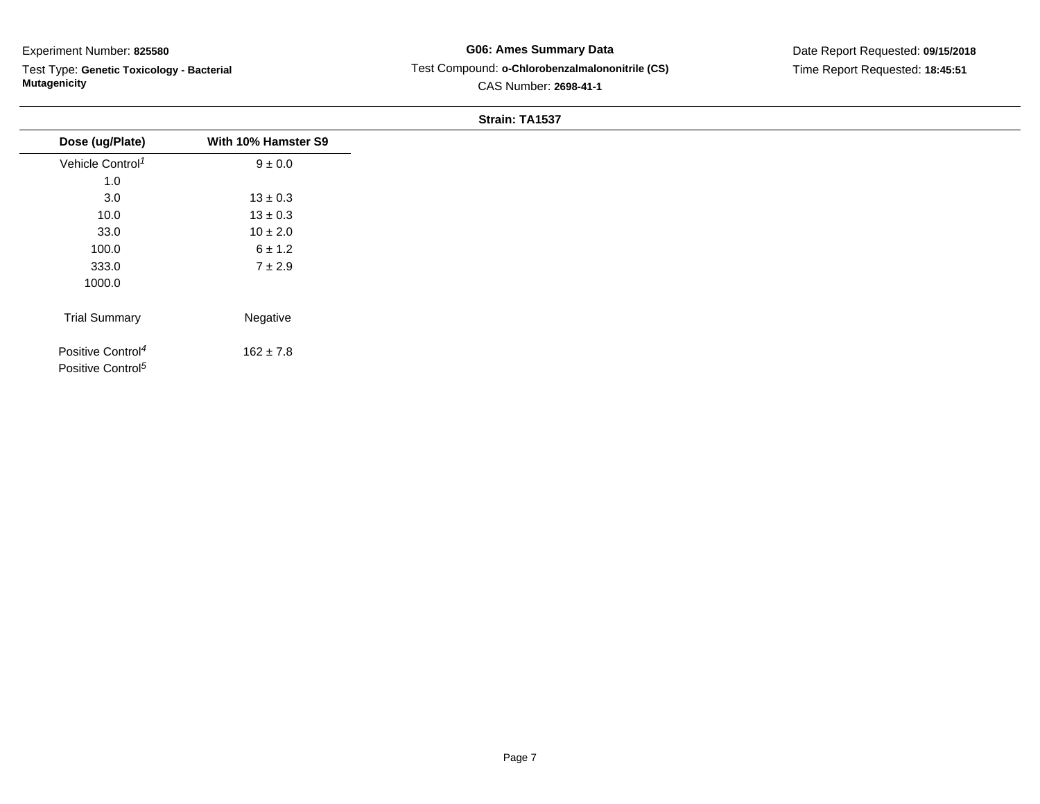Experiment Number: **825580**

Test Type: **Genetic Toxicology - Bacterial Mutagenicity**

**G06: Ames Summary Data**

Test Compound: **o-Chlorobenzalmalononitrile (CS)**

CAS Number: **2698-41-1**

Date Report Requested: **09/15/2018**

Time Report Requested: **18:45:51**

**Strain: TA1537**

| Dose (ug/Plate) | With 10% Hamster S9 |
|---|---|
| Vehicle Control[1] | 9 ± 0.0 |
| 1.0 | |
| 3.0 | 13 ± 0.3 |
| 10.0 | 13 ± 0.3 |
| 33.0 | 10 ± 2.0 |
| 100.0 | 6 ± 1.2 |
| 333.0 | 7 ± 2.9 |
| 1000.0 | |
| Trial Summary | Negative |
| Positive Control[4] | 162 ± 7.8 |
| Positive Control[5] | |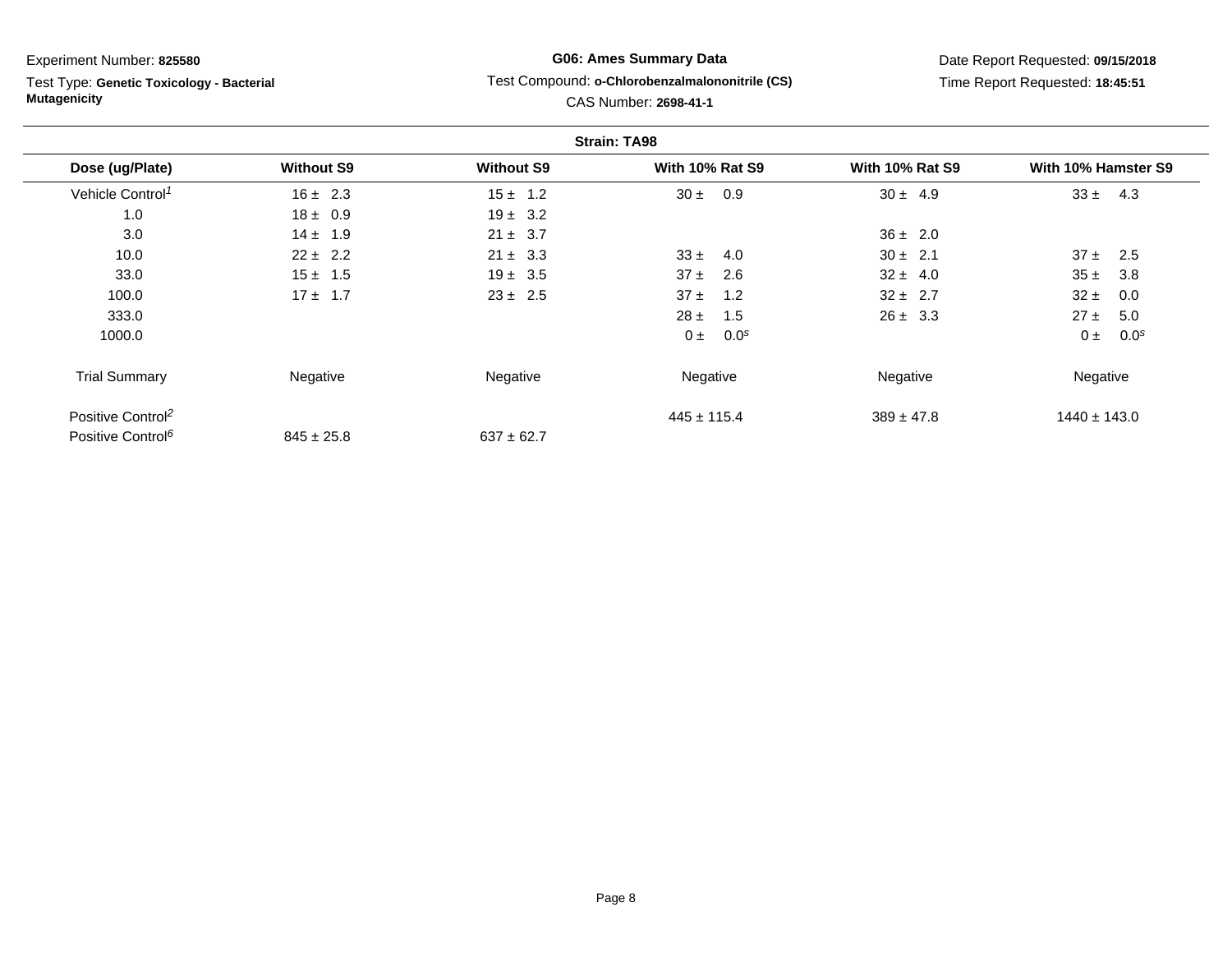Experiment Number: **825580**

Test Type: **Genetic Toxicology - Bacterial Mutagenicity**

**G06: Ames Summary Data**

Test Compound: **o-Chlorobenzalmalononitrile (CS)**

CAS Number: **2698-41-1**

Date Report Requested: **09/15/2018**

Time Report Requested: **18:45:51**

**Strain: TA98**

| Dose (ug/Plate) | Without S9 | Without S9 | With 10% Rat S9 | With 10% Rat S9 | With 10% Hamster S9 |
|---|---|---|---|---|---|
| Vehicle Control[1] | 16 ± 2.3 | 15 ± 1.2 | 30 ± 0.9 | 30 ± 4.9 | 33 ± 4.3 |
| 1.0 | 18 ± 0.9 | 19 ± 3.2 | | | |
| 3.0 | 14 ± 1.9 | 21 ± 3.7 | | 36 ± 2.0 | |
| 10.0 | 22 ± 2.2 | 21 ± 3.3 | 33 ± 4.0 | 30 ± 2.1 | 37 ± 2.5 |
| 33.0 | 15 ± 1.5 | 19 ± 3.5 | 37 ± 2.6 | 32 ± 4.0 | 35 ± 3.8 |
| 100.0 | 17 ± 1.7 | 23 ± 2.5 | 37 ± 1.2 | 32 ± 2.7 | 32 ± 0.0 |
| 333.0 | | | 28 ± 1.5 | 26 ± 3.3 | 27 ± 5.0 |
| 1000.0 | | | 0 ± 0.0[s] | | 0 ± 0.0[s] |
| Trial Summary | Negative | Negative | Negative | Negative | Negative |
| Positive Control[2] | | | 445 ± 115.4 | 389 ± 47.8 | 1440 ± 143.0 |
| Positive Control[6] | 845 ± 25.8 | 637 ± 62.7 | | | |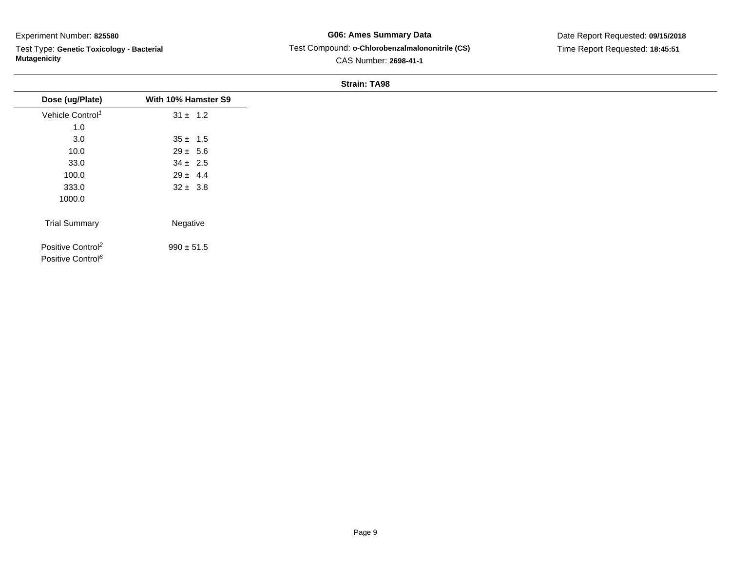Experiment Number: **825580**

Test Type: **Genetic Toxicology - Bacterial Mutagenicity**

**G06: Ames Summary Data**

Test Compound: **o-Chlorobenzalmalononitrile (CS)**

CAS Number: **2698-41-1**

Date Report Requested: **09/15/2018**

Time Report Requested: **18:45:51**

**Strain: TA98**

| Dose (ug/Plate) | With 10% Hamster S9 |
| --- | --- |
| Vehicle Control[1] | 31 ± 1.2 |
| 1.0 | |
| 3.0 | 35 ± 1.5 |
| 10.0 | 29 ± 5.6 |
| 33.0 | 34 ± 2.5 |
| 100.0 | 29 ± 4.4 |
| 333.0 | 32 ± 3.8 |
| 1000.0 | |
| Trial Summary | Negative |
| Positive Control[2] | 990 ± 51.5 |
| Positive Control[6] | |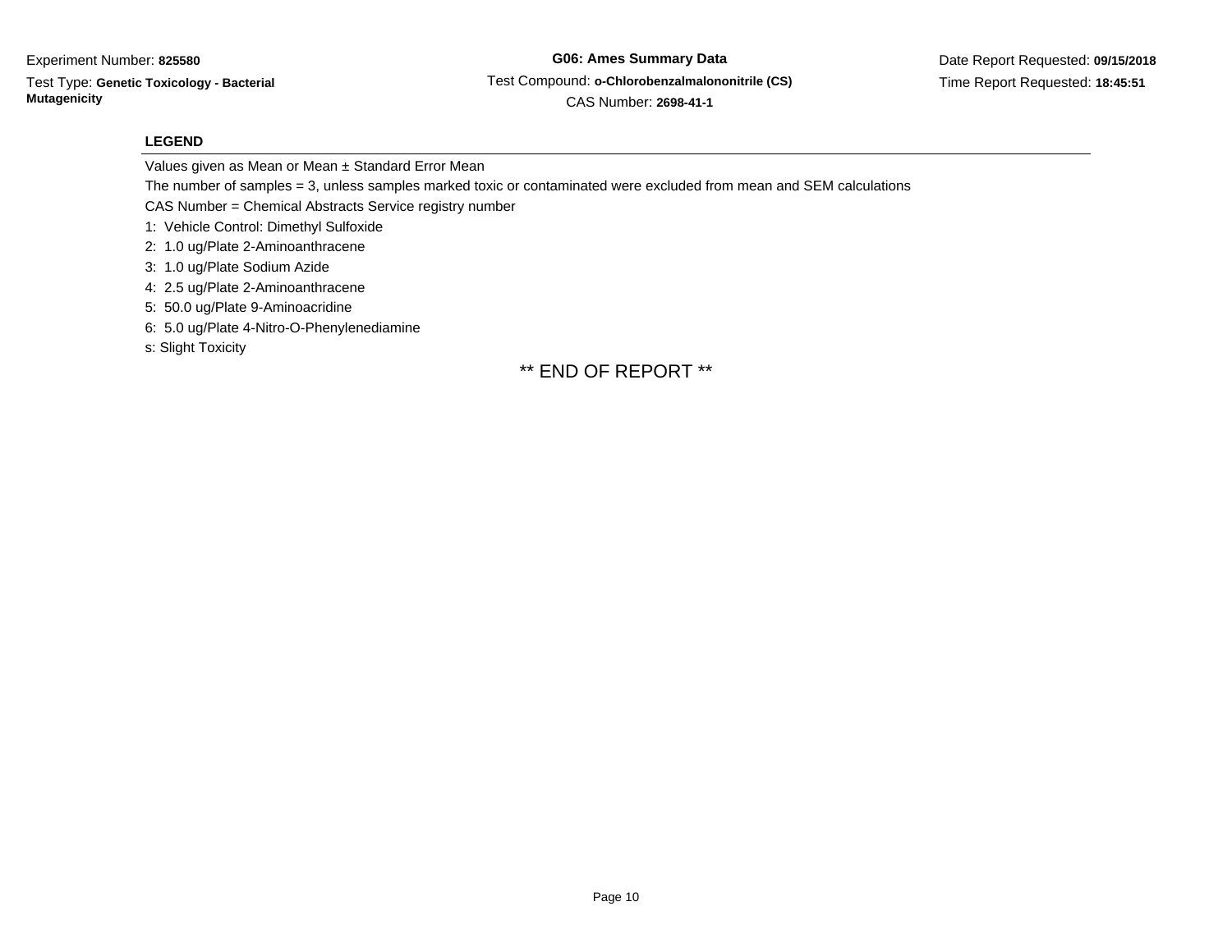Experiment Number: **825580**

Test Type: **Genetic Toxicology - Bacterial Mutagenicity**

**G06: Ames Summary Data**

Test Compound: **o-Chlorobenzalmalononitrile (CS)**

CAS Number: **2698-41-1**

Date Report Requested: **09/15/2018**

Time Report Requested: **18:45:51**

**LEGEND**

Values given as Mean or Mean ± Standard Error Mean

The number of samples = 3, unless samples marked toxic or contaminated were excluded from mean and SEM calculations

CAS Number = Chemical Abstracts Service registry number

1: Vehicle Control: Dimethyl Sulfoxide

2: 1.0 ug/Plate 2-Aminoanthracene

3: 1.0 ug/Plate Sodium Azide

4: 2.5 ug/Plate 2-Aminoanthracene

5: 50.0 ug/Plate 9-Aminoacridine

6: 5.0 ug/Plate 4-Nitro-O-Phenylenediamine

s: Slight Toxicity

** END OF REPORT **